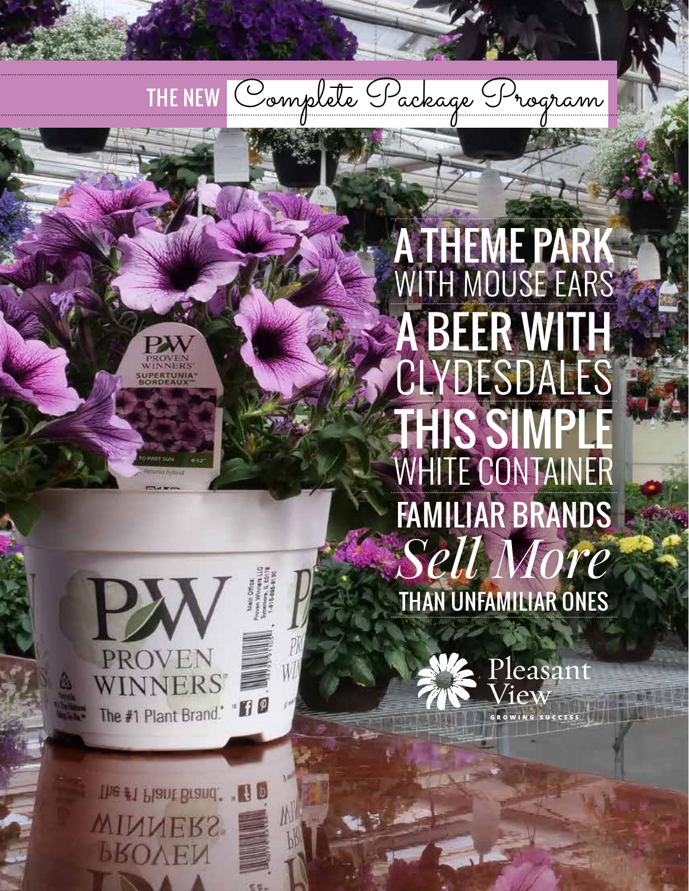# THE NEW *Complete Package Program*

## A THEME PARK
WITH MOUSE EARS

## A BEER WITH
CLYDESDALES

## THIS SIMPLE
WHITE CONTAINER

## FAMILIAR BRANDS *Sell More* THAN UNFAMILIAR ONES

Pleasant View
GROWING SUCCESS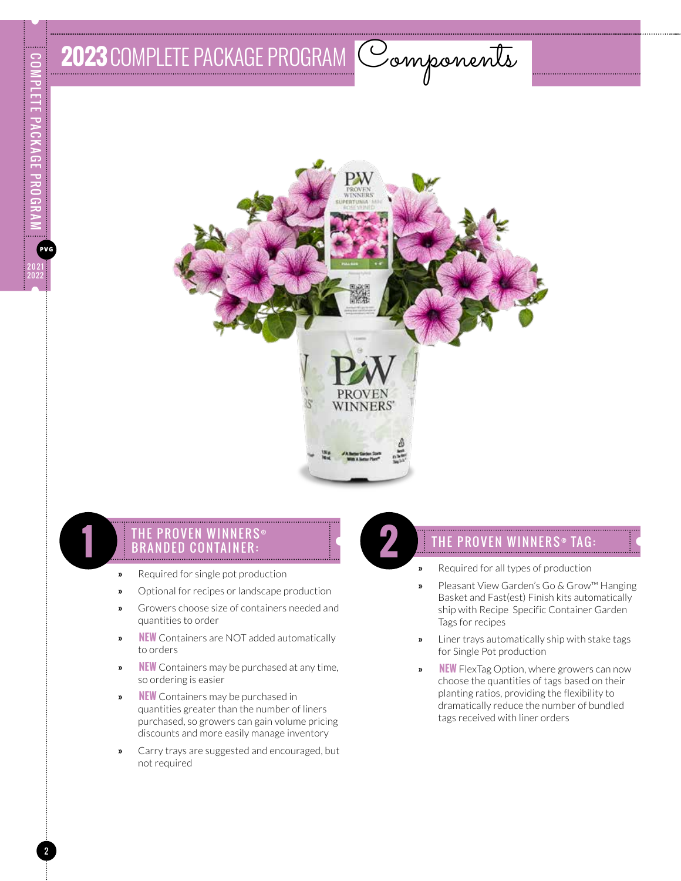# 2023 COMPLETE PACKAGE PROGRAM *Components*

## 1 THE PROVEN WINNERS® BRANDED CONTAINER:

- Required for single pot production
- Optional for recipes or landscape production
- Growers choose size of containers needed and quantities to order
- **NEW** Containers are NOT added automatically to orders
- **NEW** Containers may be purchased at any time, so ordering is easier
- **NEW** Containers may be purchased in quantities greater than the number of liners purchased, so growers can gain volume pricing discounts and more easily manage inventory
- Carry trays are suggested and encouraged, but not required

## 2 THE PROVEN WINNERS® TAG:

- Required for all types of production
- Pleasant View Garden's Go & Grow™ Hanging Basket and Fast(est) Finish kits automatically ship with Recipe Specific Container Garden Tags for recipes
- Liner trays automatically ship with stake tags for Single Pot production
- **NEW** FlexTag Option, where growers can now choose the quantities of tags based on their planting ratios, providing the flexibility to dramatically reduce the number of bundled tags received with liner orders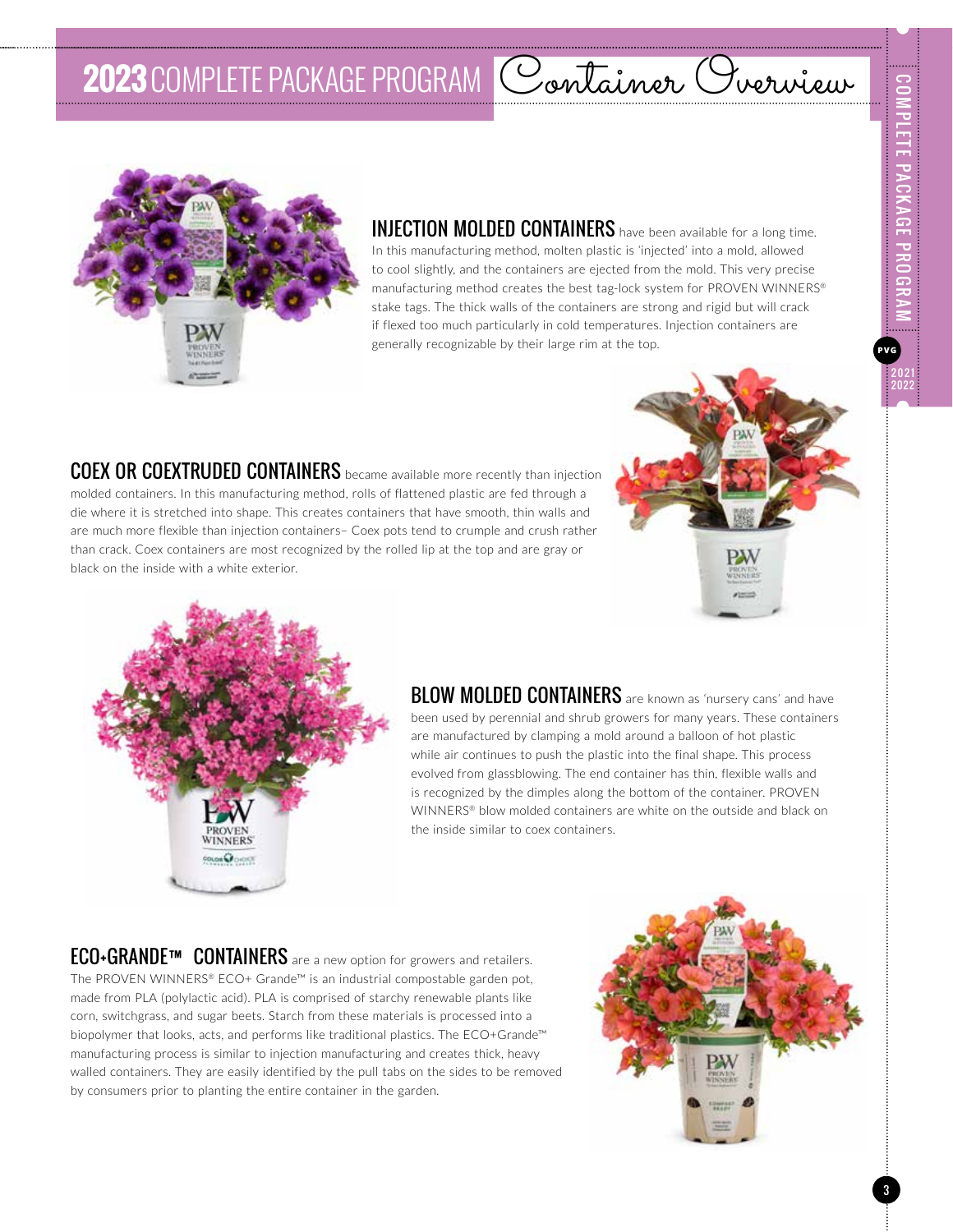# 2023 COMPLETE PACKAGE PROGRAM Container Overview

**INJECTION MOLDED CONTAINERS** have been available for a long time. In this manufacturing method, molten plastic is 'injected' into a mold, allowed to cool slightly, and the containers are ejected from the mold. This very precise manufacturing method creates the best tag-lock system for PROVEN WINNERS® stake tags. The thick walls of the containers are strong and rigid but will crack if flexed too much particularly in cold temperatures. Injection containers are generally recognizable by their large rim at the top.

**COEX OR COEXTRUDED CONTAINERS** became available more recently than injection molded containers. In this manufacturing method, rolls of flattened plastic are fed through a die where it is stretched into shape. This creates containers that have smooth, thin walls and are much more flexible than injection containers– Coex pots tend to crumple and crush rather than crack. Coex containers are most recognized by the rolled lip at the top and are gray or black on the inside with a white exterior.

**BLOW MOLDED CONTAINERS** are known as 'nursery cans' and have been used by perennial and shrub growers for many years. These containers are manufactured by clamping a mold around a balloon of hot plastic while air continues to push the plastic into the final shape. This process evolved from glassblowing. The end container has thin, flexible walls and is recognized by the dimples along the bottom of the container. PROVEN WINNERS® blow molded containers are white on the outside and black on the inside similar to coex containers.

**ECO+GRANDE™ CONTAINERS** are a new option for growers and retailers. The PROVEN WINNERS® ECO+ Grande™ is an industrial compostable garden pot, made from PLA (polylactic acid). PLA is comprised of starchy renewable plants like corn, switchgrass, and sugar beets. Starch from these materials is processed into a biopolymer that looks, acts, and performs like traditional plastics. The ECO+Grande™ manufacturing process is similar to injection manufacturing and creates thick, heavy walled containers. They are easily identified by the pull tabs on the sides to be removed by consumers prior to planting the entire container in the garden.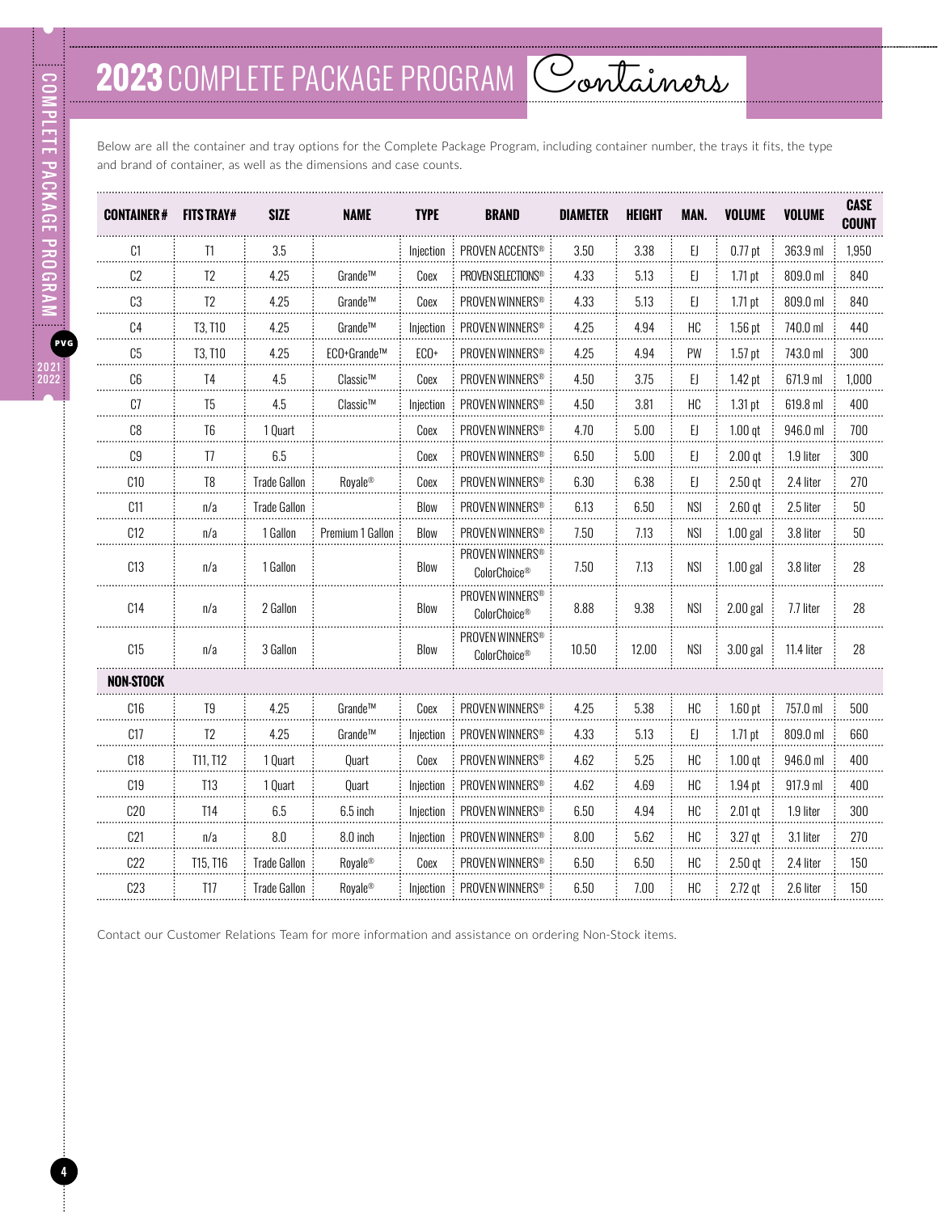# 2023 COMPLETE PACKAGE PROGRAM Containers

Below are all the container and tray options for the Complete Package Program, including container number, the trays it fits, the type and brand of container, as well as the dimensions and case counts.

| CONTAINER # | FITS TRAY# | SIZE | NAME | TYPE | BRAND | DIAMETER | HEIGHT | MAN. | VOLUME | VOLUME | CASE COUNT |
|---|---|---|---|---|---|---|---|---|---|---|---|
| C1 | T1 | 3.5 | | Injection | PROVEN ACCENTS® | 3.50 | 3.38 | EJ | 0.77 pt | 363.9 ml | 1,950 |
| C2 | T2 | 4.25 | Grande™ | Coex | PROVEN SELECTIONS® | 4.33 | 5.13 | EJ | 1.71 pt | 809.0 ml | 840 |
| C3 | T2 | 4.25 | Grande™ | Coex | PROVEN WINNERS® | 4.33 | 5.13 | EJ | 1.71 pt | 809.0 ml | 840 |
| C4 | T3, T10 | 4.25 | Grande™ | Injection | PROVEN WINNERS® | 4.25 | 4.94 | HC | 1.56 pt | 740.0 ml | 440 |
| C5 | T3, T10 | 4.25 | ECO+Grande™ | ECO+ | PROVEN WINNERS® | 4.25 | 4.94 | PW | 1.57 pt | 743.0 ml | 300 |
| C6 | T4 | 4.5 | Classic™ | Coex | PROVEN WINNERS® | 4.50 | 3.75 | EJ | 1.42 pt | 671.9 ml | 1,000 |
| C7 | T5 | 4.5 | Classic™ | Injection | PROVEN WINNERS® | 4.50 | 3.81 | HC | 1.31 pt | 619.8 ml | 400 |
| C8 | T6 | 1 Quart | | Coex | PROVEN WINNERS® | 4.70 | 5.00 | EJ | 1.00 qt | 946.0 ml | 700 |
| C9 | T7 | 6.5 | | Coex | PROVEN WINNERS® | 6.50 | 5.00 | EJ | 2.00 qt | 1.9 liter | 300 |
| C10 | T8 | Trade Gallon | Royale® | Coex | PROVEN WINNERS® | 6.30 | 6.38 | EJ | 2.50 qt | 2.4 liter | 270 |
| C11 | n/a | Trade Gallon | | Blow | PROVEN WINNERS® | 6.13 | 6.50 | NSI | 2.60 qt | 2.5 liter | 50 |
| C12 | n/a | 1 Gallon | Premium 1 Gallon | Blow | PROVEN WINNERS® | 7.50 | 7.13 | NSI | 1.00 gal | 3.8 liter | 50 |
| C13 | n/a | 1 Gallon | | Blow | PROVEN WINNERS® ColorChoice® | 7.50 | 7.13 | NSI | 1.00 gal | 3.8 liter | 28 |
| C14 | n/a | 2 Gallon | | Blow | PROVEN WINNERS® ColorChoice® | 8.88 | 9.38 | NSI | 2.00 gal | 7.7 liter | 28 |
| C15 | n/a | 3 Gallon | | Blow | PROVEN WINNERS® ColorChoice® | 10.50 | 12.00 | NSI | 3.00 gal | 11.4 liter | 28 |
| **NON-STOCK** | | | | | | | | | | | |
| C16 | T9 | 4.25 | Grande™ | Coex | PROVEN WINNERS® | 4.25 | 5.38 | HC | 1.60 pt | 757.0 ml | 500 |
| C17 | T2 | 4.25 | Grande™ | Injection | PROVEN WINNERS® | 4.33 | 5.13 | EJ | 1.71 pt | 809.0 ml | 660 |
| C18 | T11, T12 | 1 Quart | Quart | Coex | PROVEN WINNERS® | 4.62 | 5.25 | HC | 1.00 qt | 946.0 ml | 400 |
| C19 | T13 | 1 Quart | Quart | Injection | PROVEN WINNERS® | 4.62 | 4.69 | HC | 1.94 pt | 917.9 ml | 400 |
| C20 | T14 | 6.5 | 6.5 inch | Injection | PROVEN WINNERS® | 6.50 | 4.94 | HC | 2.01 qt | 1.9 liter | 300 |
| C21 | n/a | 8.0 | 8.0 inch | Injection | PROVEN WINNERS® | 8.00 | 5.62 | HC | 3.27 qt | 3.1 liter | 270 |
| C22 | T15, T16 | Trade Gallon | Royale® | Coex | PROVEN WINNERS® | 6.50 | 6.50 | HC | 2.50 qt | 2.4 liter | 150 |
| C23 | T17 | Trade Gallon | Royale® | Injection | PROVEN WINNERS® | 6.50 | 7.00 | HC | 2.72 qt | 2.6 liter | 150 |

Contact our Customer Relations Team for more information and assistance on ordering Non-Stock items.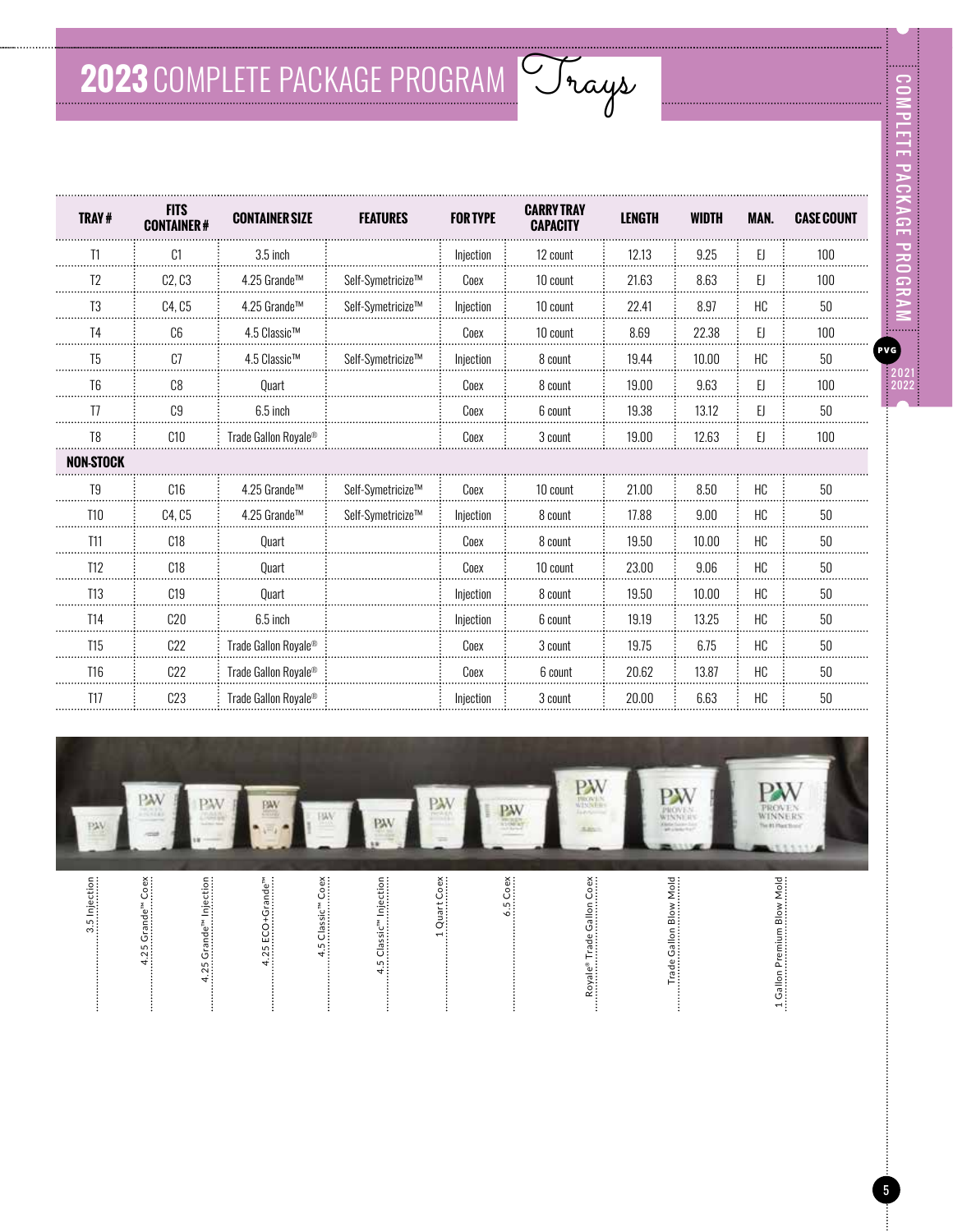# 2023 COMPLETE PACKAGE PROGRAM *Trays*

| TRAY # | FITS CONTAINER # | CONTAINER SIZE | FEATURES | FOR TYPE | CARRY TRAY CAPACITY | LENGTH | WIDTH | MAN. | CASE COUNT |
|---|---|---|---|---|---|---|---|---|---|
| T1 | C1 | 3.5 inch | | Injection | 12 count | 12.13 | 9.25 | EJ | 100 |
| T2 | C2, C3 | 4.25 Grande™ | Self-Symetricize™ | Coex | 10 count | 21.63 | 8.63 | EJ | 100 |
| T3 | C4, C5 | 4.25 Grande™ | Self-Symetricize™ | Injection | 10 count | 22.41 | 8.97 | HC | 50 |
| T4 | C6 | 4.5 Classic™ | | Coex | 10 count | 8.69 | 22.38 | EJ | 100 |
| T5 | C7 | 4.5 Classic™ | Self-Symetricize™ | Injection | 8 count | 19.44 | 10.00 | HC | 50 |
| T6 | C8 | Quart | | Coex | 8 count | 19.00 | 9.63 | EJ | 100 |
| T7 | C9 | 6.5 inch | | Coex | 6 count | 19.38 | 13.12 | EJ | 50 |
| T8 | C10 | Trade Gallon Royale® | | Coex | 3 count | 19.00 | 12.63 | EJ | 100 |
| **NON-STOCK** | | | | | | | | | |
| T9 | C16 | 4.25 Grande™ | Self-Symetricize™ | Coex | 10 count | 21.00 | 8.50 | HC | 50 |
| T10 | C4, C5 | 4.25 Grande™ | Self-Symetricize™ | Injection | 8 count | 17.88 | 9.00 | HC | 50 |
| T11 | C18 | Quart | | Coex | 8 count | 19.50 | 10.00 | HC | 50 |
| T12 | C18 | Quart | | Coex | 10 count | 23.00 | 9.06 | HC | 50 |
| T13 | C19 | Quart | | Injection | 8 count | 19.50 | 10.00 | HC | 50 |
| T14 | C20 | 6.5 inch | | Injection | 6 count | 19.19 | 13.25 | HC | 50 |
| T15 | C22 | Trade Gallon Royale® | | Coex | 3 count | 19.75 | 6.75 | HC | 50 |
| T16 | C22 | Trade Gallon Royale® | | Coex | 6 count | 20.62 | 13.87 | HC | 50 |
| T17 | C23 | Trade Gallon Royale® | | Injection | 3 count | 20.00 | 6.63 | HC | 50 |

3.5 Injection | 4.25 Grande™ Coex | 4.25 Grande™ Injection | 4.25 ECO+Grande™ | 4.5 Classic™ Coex | 4.5 Classic™ Injection | 1 Quart Coex | 6.5 Coex | Royale® Trade Gallon Coex | Trade Gallon Blow Mold | 1 Gallon Premium Blow Mold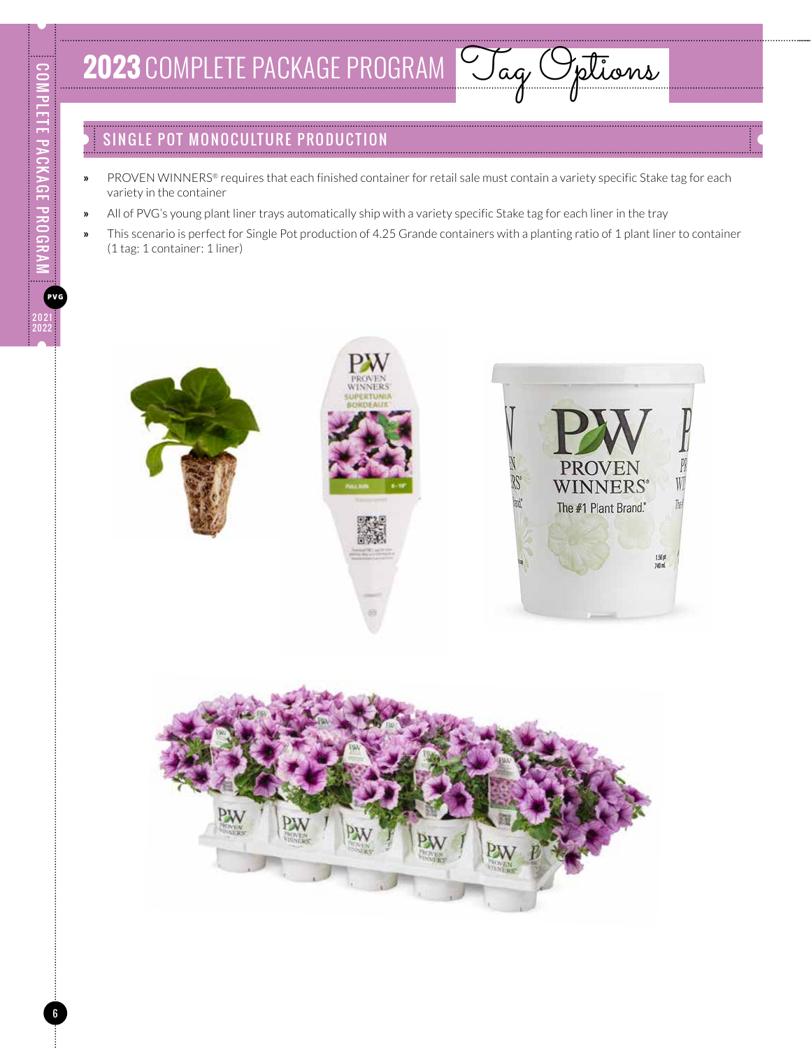# 2023 COMPLETE PACKAGE PROGRAM Tag Options

## SINGLE POT MONOCULTURE PRODUCTION

- PROVEN WINNERS® requires that each finished container for retail sale must contain a variety specific Stake tag for each variety in the container
- All of PVG's young plant liner trays automatically ship with a variety specific Stake tag for each liner in the tray
- This scenario is perfect for Single Pot production of 4.25 Grande containers with a planting ratio of 1 plant liner to container (1 tag: 1 container: 1 liner)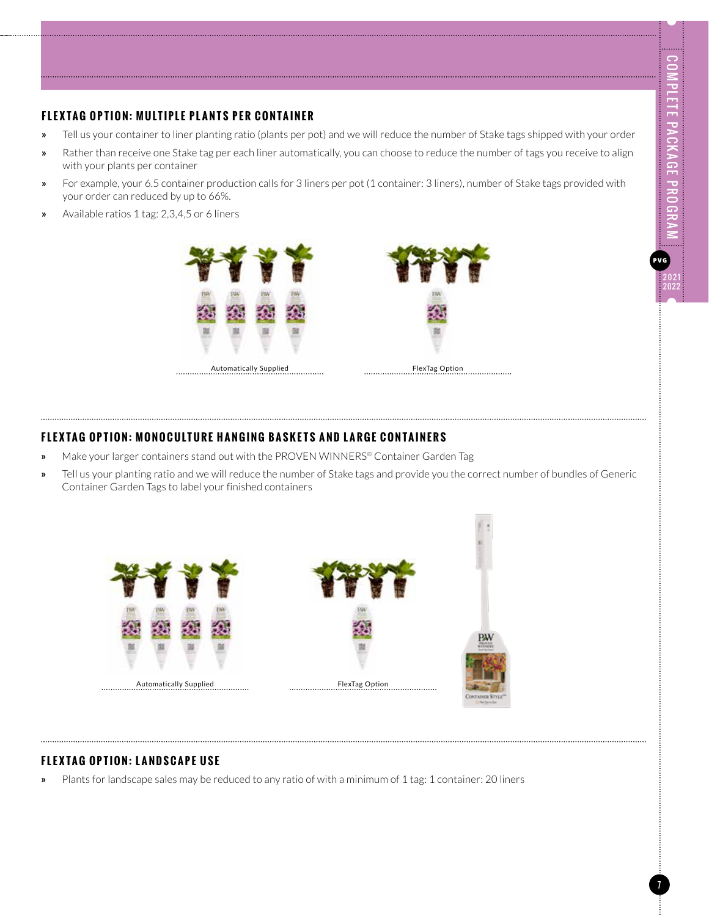## FLEXTAG OPTION: MULTIPLE PLANTS PER CONTAINER

- Tell us your container to liner planting ratio (plants per pot) and we will reduce the number of Stake tags shipped with your order
- Rather than receive one Stake tag per each liner automatically, you can choose to reduce the number of tags you receive to align with your plants per container
- For example, your 6.5 container production calls for 3 liners per pot (1 container: 3 liners), number of Stake tags provided with your order can reduced by up to 66%.
- Available ratios 1 tag: 2,3,4,5 or 6 liners

Automatically Supplied

FlexTag Option

## FLEXTAG OPTION: MONOCULTURE HANGING BASKETS AND LARGE CONTAINERS

- Make your larger containers stand out with the PROVEN WINNERS® Container Garden Tag
- Tell us your planting ratio and we will reduce the number of Stake tags and provide you the correct number of bundles of Generic Container Garden Tags to label your finished containers

Automatically Supplied

FlexTag Option

## FLEXTAG OPTION: LANDSCAPE USE

- Plants for landscape sales may be reduced to any ratio of with a minimum of 1 tag: 1 container: 20 liners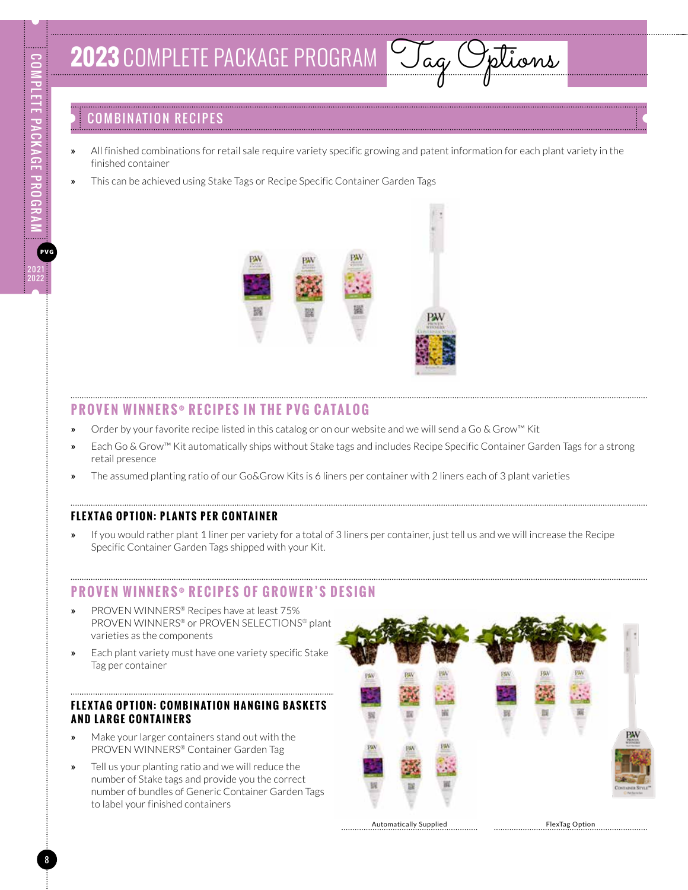# 2023 COMPLETE PACKAGE PROGRAM Tag Options

## COMBINATION RECIPES

- All finished combinations for retail sale require variety specific growing and patent information for each plant variety in the finished container
- This can be achieved using Stake Tags or Recipe Specific Container Garden Tags

## PROVEN WINNERS® RECIPES IN THE PVG CATALOG

- Order by your favorite recipe listed in this catalog or on our website and we will send a Go & Grow™ Kit
- Each Go & Grow™ Kit automatically ships without Stake tags and includes Recipe Specific Container Garden Tags for a strong retail presence
- The assumed planting ratio of our Go&Grow Kits is 6 liners per container with 2 liners each of 3 plant varieties

### FLEXTAG OPTION: PLANTS PER CONTAINER

- If you would rather plant 1 liner per variety for a total of 3 liners per container, just tell us and we will increase the Recipe Specific Container Garden Tags shipped with your Kit.

## PROVEN WINNERS® RECIPES OF GROWER'S DESIGN

- PROVEN WINNERS® Recipes have at least 75% PROVEN WINNERS® or PROVEN SELECTIONS® plant varieties as the components
- Each plant variety must have one variety specific Stake Tag per container

### FLEXTAG OPTION: COMBINATION HANGING BASKETS AND LARGE CONTAINERS

- Make your larger containers stand out with the PROVEN WINNERS® Container Garden Tag
- Tell us your planting ratio and we will reduce the number of Stake tags and provide you the correct number of bundles of Generic Container Garden Tags to label your finished containers

Automatically Supplied

FlexTag Option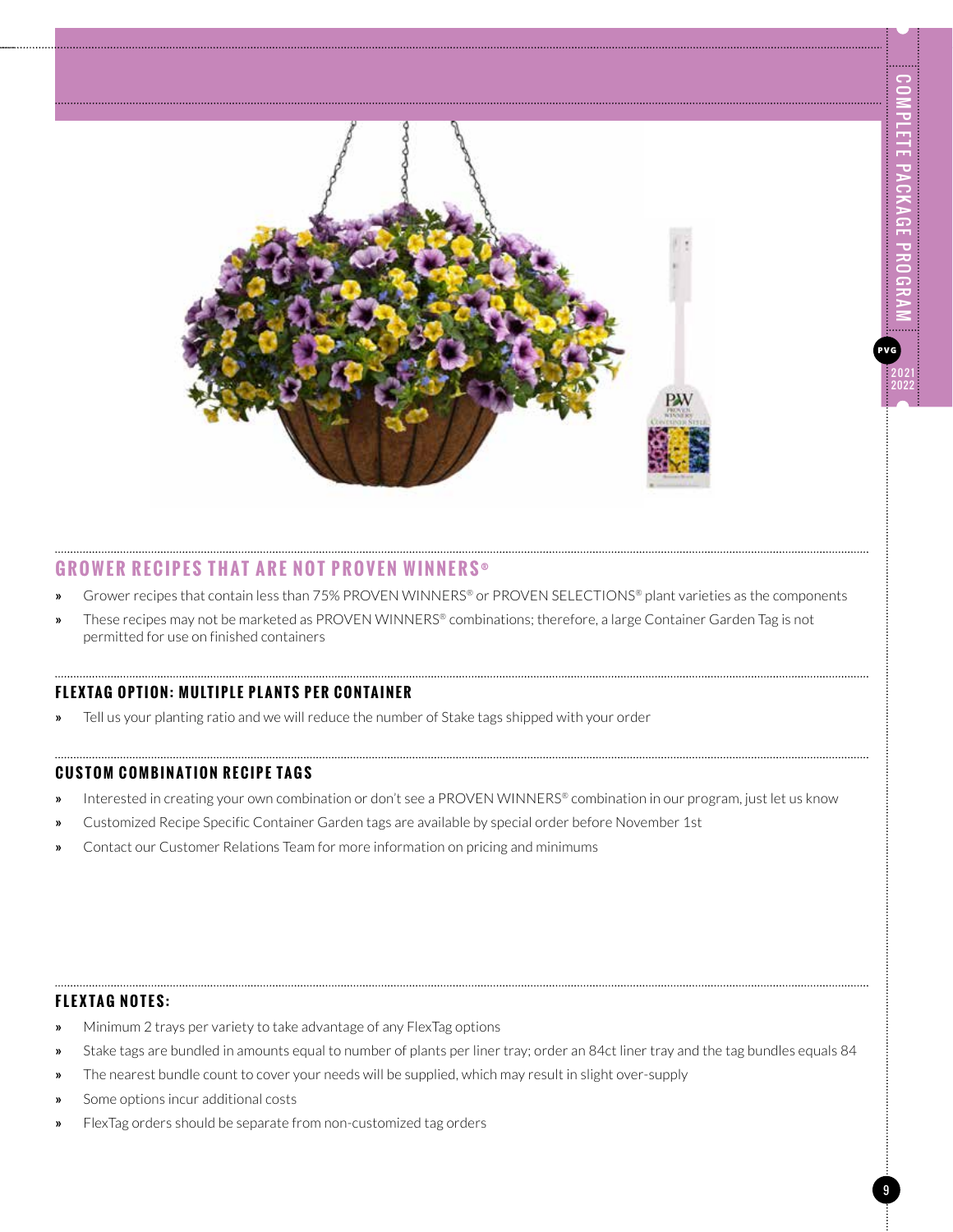## GROWER RECIPES THAT ARE NOT PROVEN WINNERS®

- Grower recipes that contain less than 75% PROVEN WINNERS® or PROVEN SELECTIONS® plant varieties as the components
- These recipes may not be marketed as PROVEN WINNERS® combinations; therefore, a large Container Garden Tag is not permitted for use on finished containers

## FLEXTAG OPTION: MULTIPLE PLANTS PER CONTAINER

- Tell us your planting ratio and we will reduce the number of Stake tags shipped with your order

## CUSTOM COMBINATION RECIPE TAGS

- Interested in creating your own combination or don't see a PROVEN WINNERS® combination in our program, just let us know
- Customized Recipe Specific Container Garden tags are available by special order before November 1st
- Contact our Customer Relations Team for more information on pricing and minimums

## FLEXTAG NOTES:

- Minimum 2 trays per variety to take advantage of any FlexTag options
- Stake tags are bundled in amounts equal to number of plants per liner tray; order an 84ct liner tray and the tag bundles equals 84
- The nearest bundle count to cover your needs will be supplied, which may result in slight over-supply
- Some options incur additional costs
- FlexTag orders should be separate from non-customized tag orders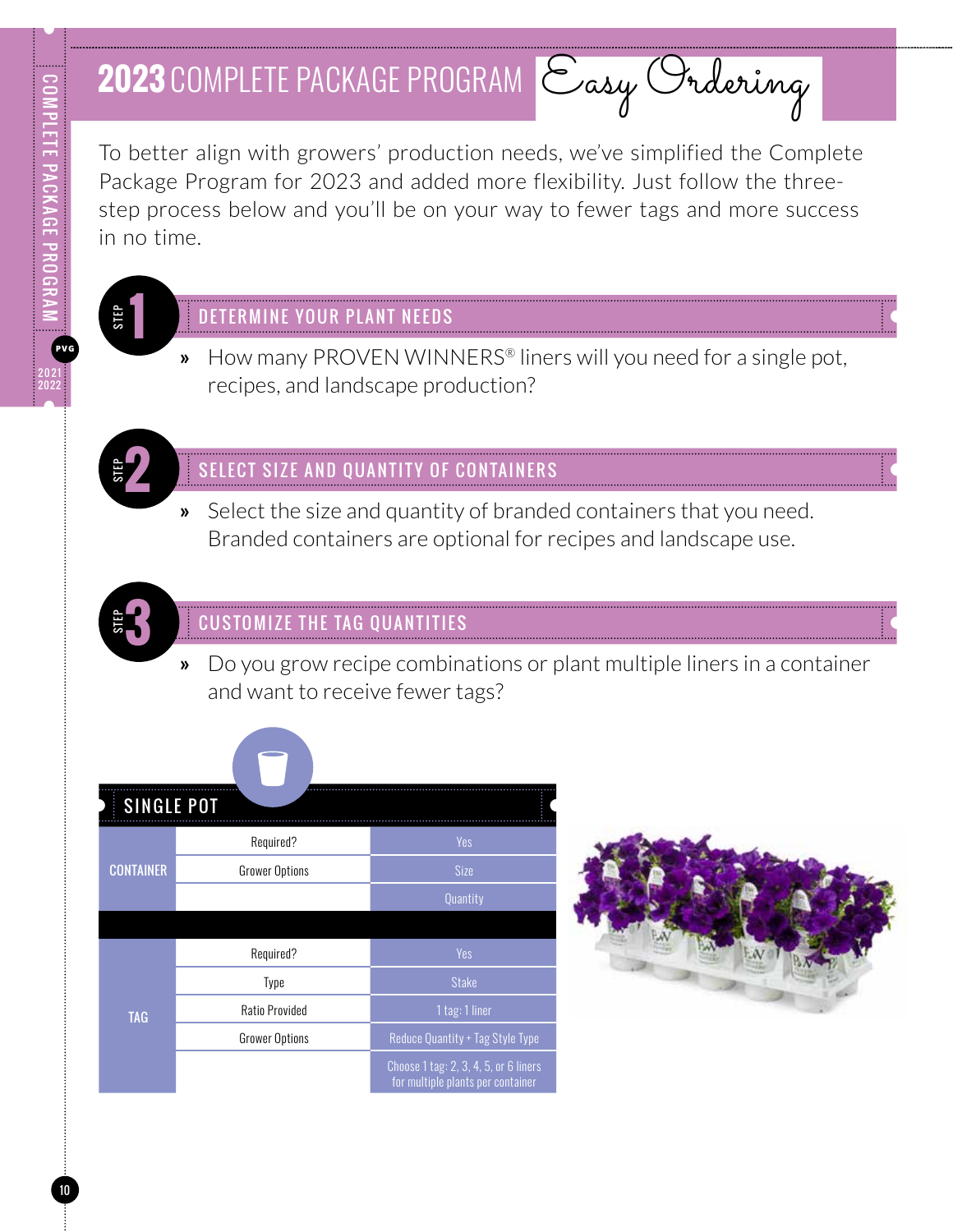# 2023 COMPLETE PACKAGE PROGRAM *Easy Ordering*

To better align with growers' production needs, we've simplified the Complete Package Program for 2023 and added more flexibility. Just follow the three-step process below and you'll be on your way to fewer tags and more success in no time.

## STEP 1 — DETERMINE YOUR PLANT NEEDS

» How many PROVEN WINNERS® liners will you need for a single pot, recipes, and landscape production?

## STEP 2 — SELECT SIZE AND QUANTITY OF CONTAINERS

» Select the size and quantity of branded containers that you need. Branded containers are optional for recipes and landscape use.

## STEP 3 — CUSTOMIZE THE TAG QUANTITIES

» Do you grow recipe combinations or plant multiple liners in a container and want to receive fewer tags?

### SINGLE POT

| | | |
|---|---|---|
| CONTAINER | Required? | Yes |
| | Grower Options | Size |
| | | Quantity |
| TAG | Required? | Yes |
| | Type | Stake |
| | Ratio Provided | 1 tag: 1 liner |
| | Grower Options | Reduce Quantity + Tag Style Type |
| | | Choose 1 tag: 2, 3, 4, 5, or 6 liners for multiple plants per container |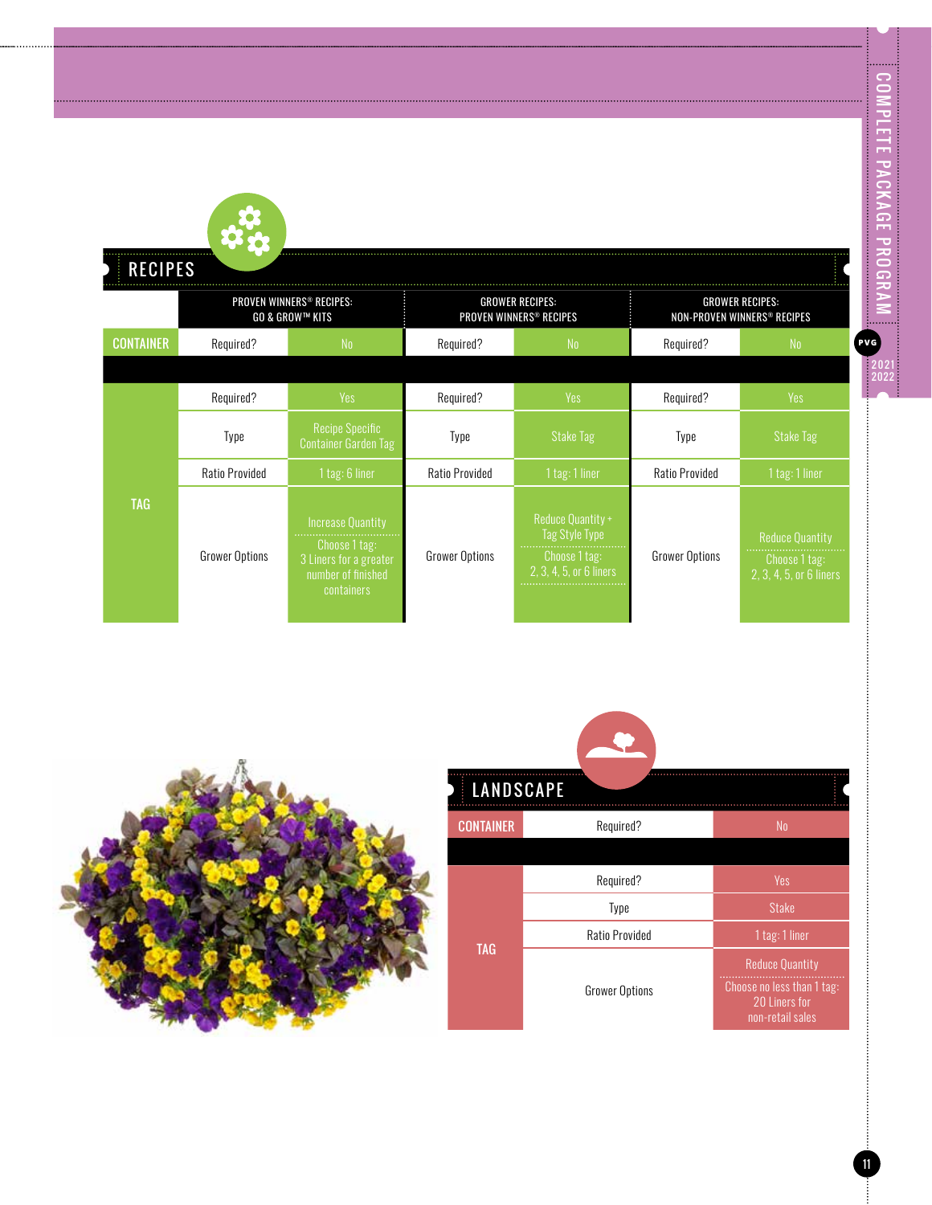## RECIPES

| | PROVEN WINNERS® RECIPES: GO & GROW™ KITS | | GROWER RECIPES: PROVEN WINNERS® RECIPES | | GROWER RECIPES: NON-PROVEN WINNERS® RECIPES | |
|---|---|---|---|---|---|---|
| CONTAINER | Required? | No | Required? | No | Required? | No |
| TAG | Required? | Yes | Required? | Yes | Required? | Yes |
| | Type | Recipe Specific Container Garden Tag | Type | Stake Tag | Type | Stake Tag |
| | Ratio Provided | 1 tag: 6 liner | Ratio Provided | 1 tag: 1 liner | Ratio Provided | 1 tag: 1 liner |
| | Grower Options | Increase Quantity<br>Choose 1 tag: 3 Liners for a greater number of finished containers | Grower Options | Reduce Quantity + Tag Style Type<br>Choose 1 tag: 2, 3, 4, 5, or 6 liners | Grower Options | Reduce Quantity<br>Choose 1 tag: 2, 3, 4, 5, or 6 liners |

## LANDSCAPE

| | | |
|---|---|---|
| CONTAINER | Required? | No |
| TAG | Required? | Yes |
| | Type | Stake |
| | Ratio Provided | 1 tag: 1 liner |
| | Grower Options | Reduce Quantity<br>Choose no less than 1 tag: 20 Liners for non-retail sales |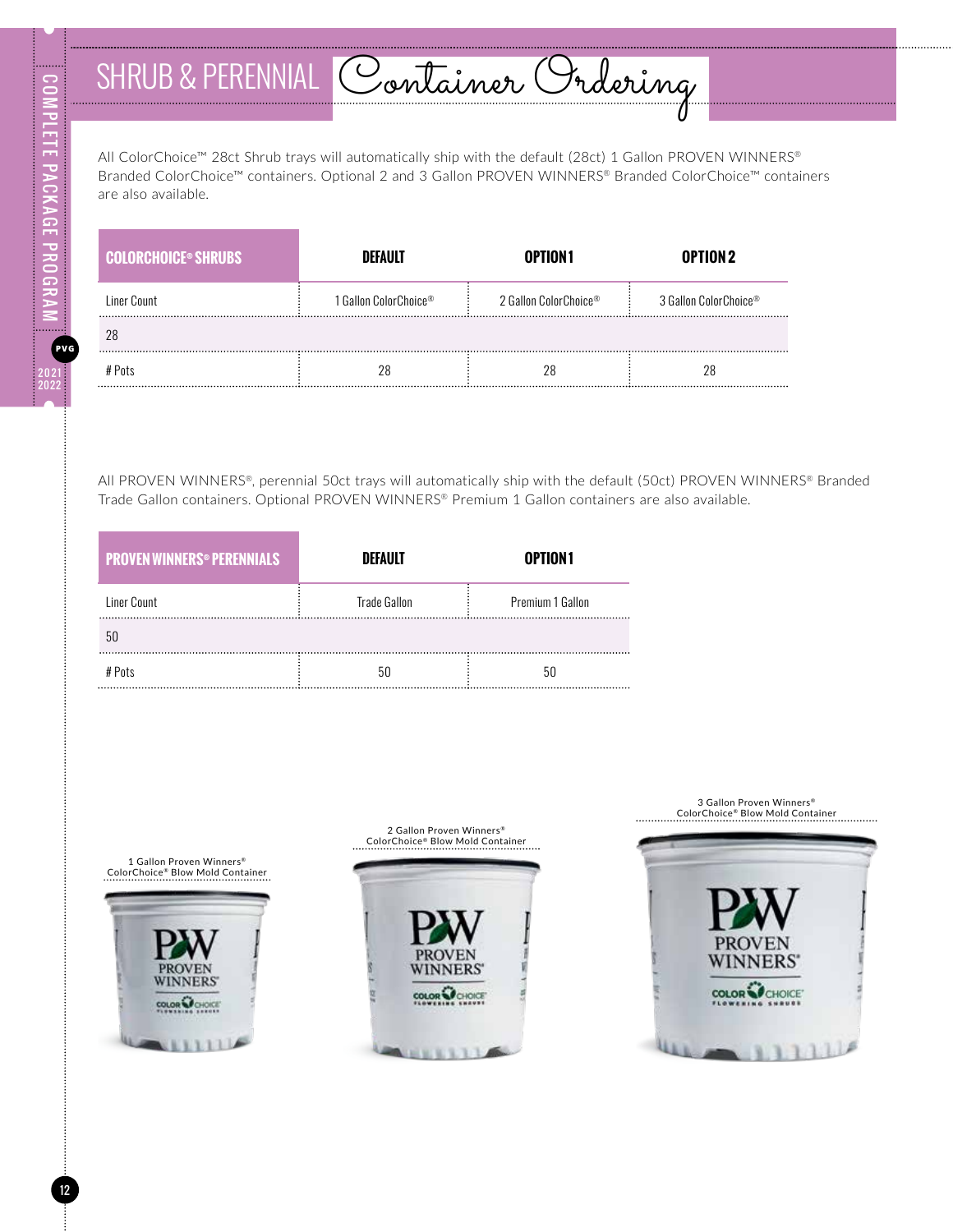# SHRUB & PERENNIAL Container Ordering

All ColorChoice™ 28ct Shrub trays will automatically ship with the default (28ct) 1 Gallon PROVEN WINNERS® Branded ColorChoice™ containers. Optional 2 and 3 Gallon PROVEN WINNERS® Branded ColorChoice™ containers are also available.

| COLORCHOICE® SHRUBS | DEFAULT | OPTION 1 | OPTION 2 |
|---|---|---|---|
| Liner Count | 1 Gallon ColorChoice® | 2 Gallon ColorChoice® | 3 Gallon ColorChoice® |
| 28 | | | |
| # Pots | 28 | 28 | 28 |

All PROVEN WINNERS®, perennial 50ct trays will automatically ship with the default (50ct) PROVEN WINNERS® Branded Trade Gallon containers. Optional PROVEN WINNERS® Premium 1 Gallon containers are also available.

| PROVEN WINNERS® PERENNIALS | DEFAULT | OPTION 1 |
|---|---|---|
| Liner Count | Trade Gallon | Premium 1 Gallon |
| 50 | | |
| # Pots | 50 | 50 |

1 Gallon Proven Winners® ColorChoice® Blow Mold Container

2 Gallon Proven Winners® ColorChoice® Blow Mold Container

3 Gallon Proven Winners® ColorChoice® Blow Mold Container